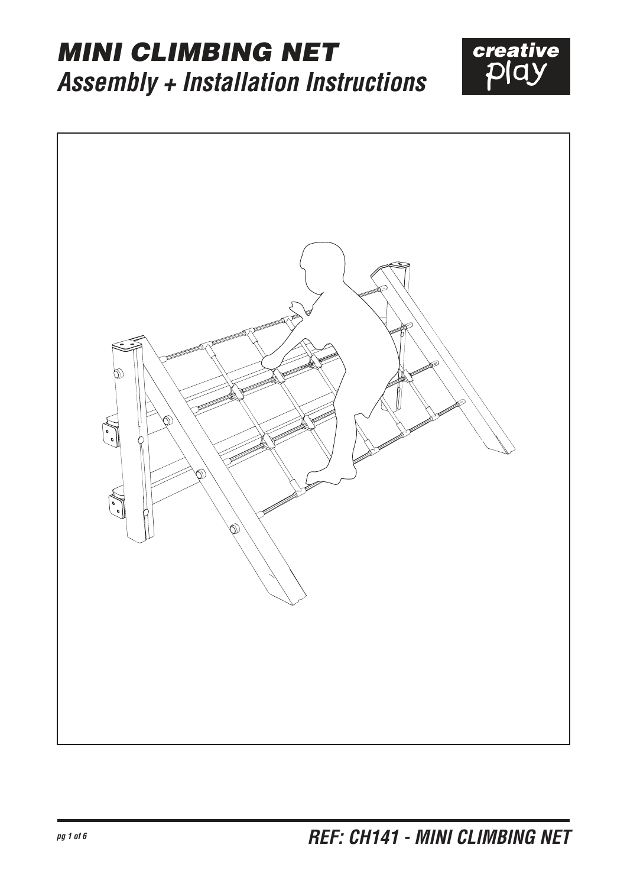# MINI CLIMBING NET

## Assembly + Installation Instructions

creative play

REF: CH141 - MINI CLIMBING NET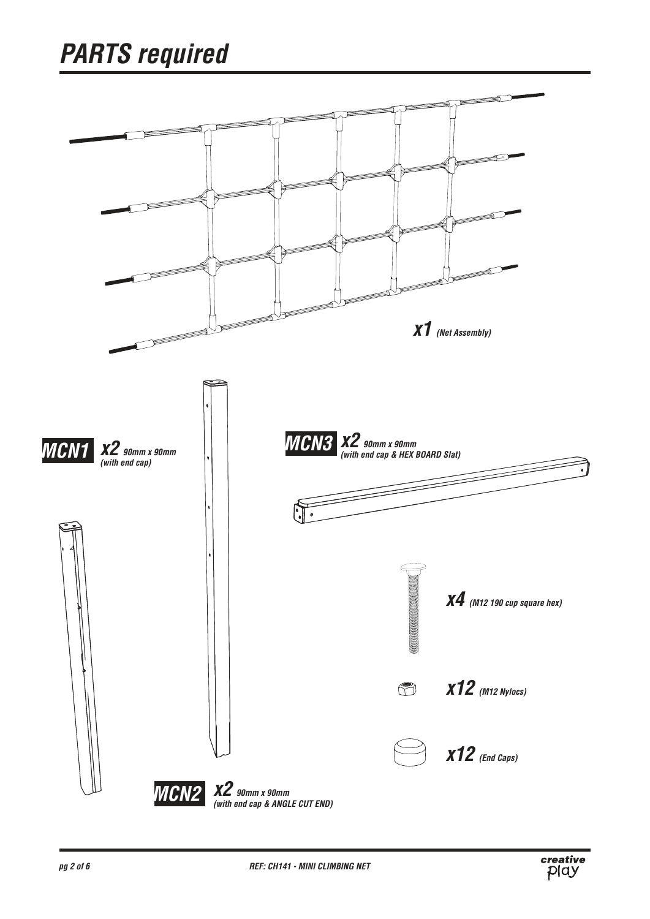# PARTS required

**x1** *(Net Assembly)*

**MCN1** **x2** *90mm x 90mm (with end cap)*

**MCN3** **x2** *90mm x 90mm (with end cap & HEX BOARD Slat)*

**x4** *(M12 190 cup square hex)*

**x12** *(M12 Nylocs)*

**x12** *(End Caps)*

**MCN2** **x2** *90mm x 90mm (with end cap & ANGLE CUT END)*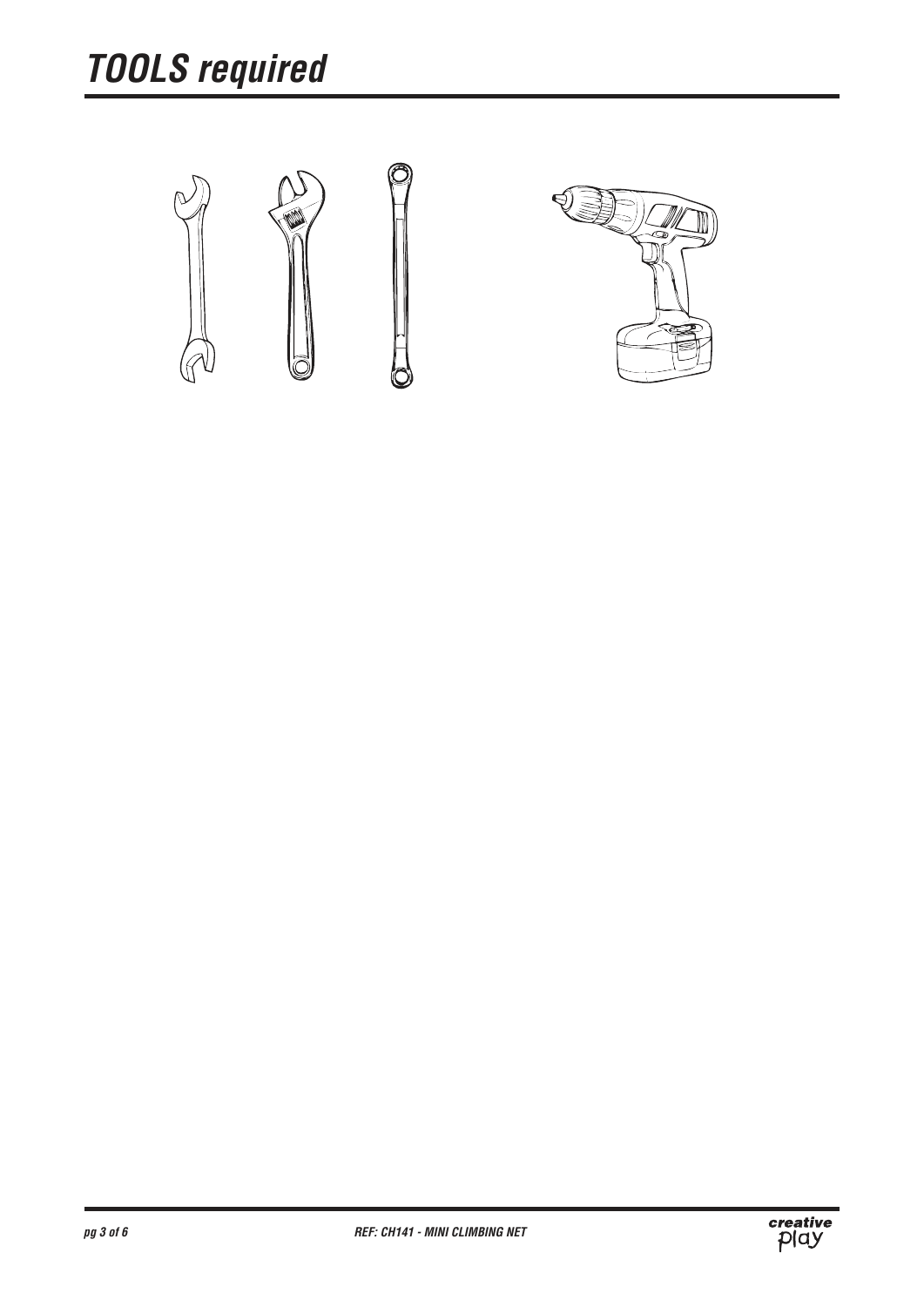# TOOLS required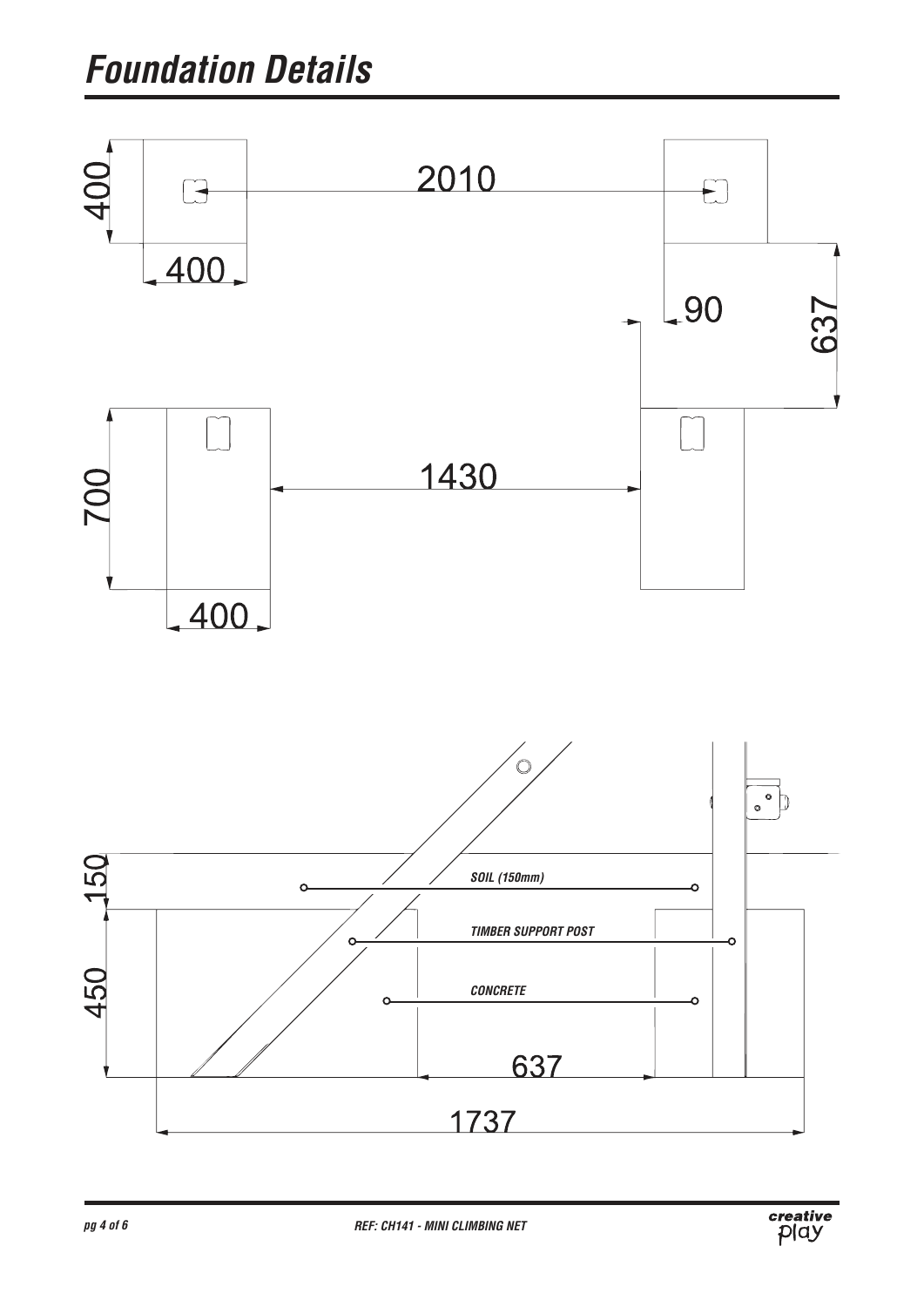# Foundation Details

400

400

2010

90

637

700

1430

400

150

450

SOIL (150mm)

TIMBER SUPPORT POST

CONCRETE

637

1737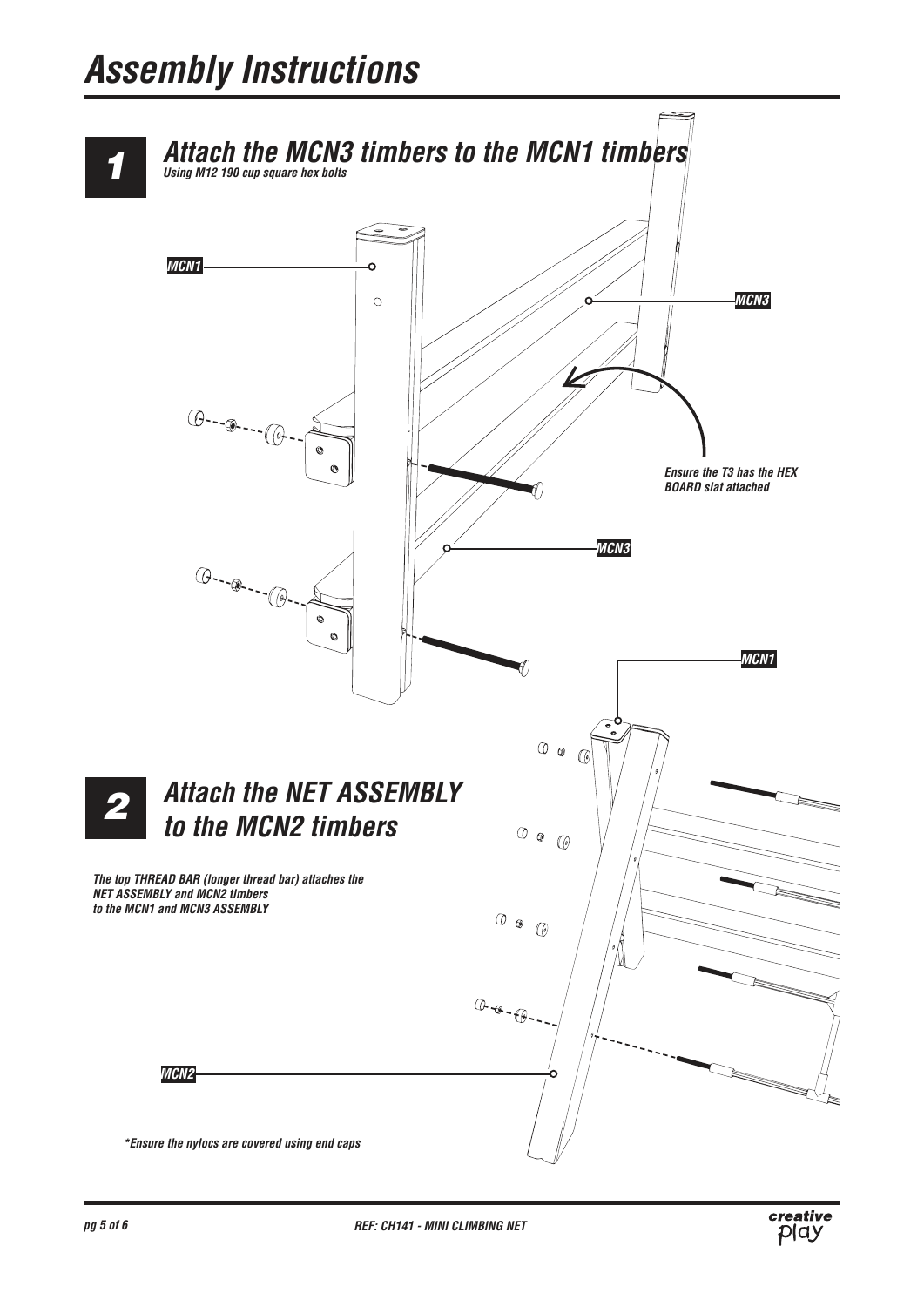# Assembly Instructions

## 1 Attach the MCN3 timbers to the MCN1 timbers

*Using M12 190 cup square hex bolts*

MCN1

MCN3

*Ensure the T3 has the HEX BOARD slat attached*

MCN3

MCN1

## 2 Attach the NET ASSEMBLY to the MCN2 timbers

*The top THREAD BAR (longer thread bar) attaches the NET ASSEMBLY and MCN2 timbers to the MCN1 and MCN3 ASSEMBLY*

MCN2

**Ensure the nylocs are covered using end caps*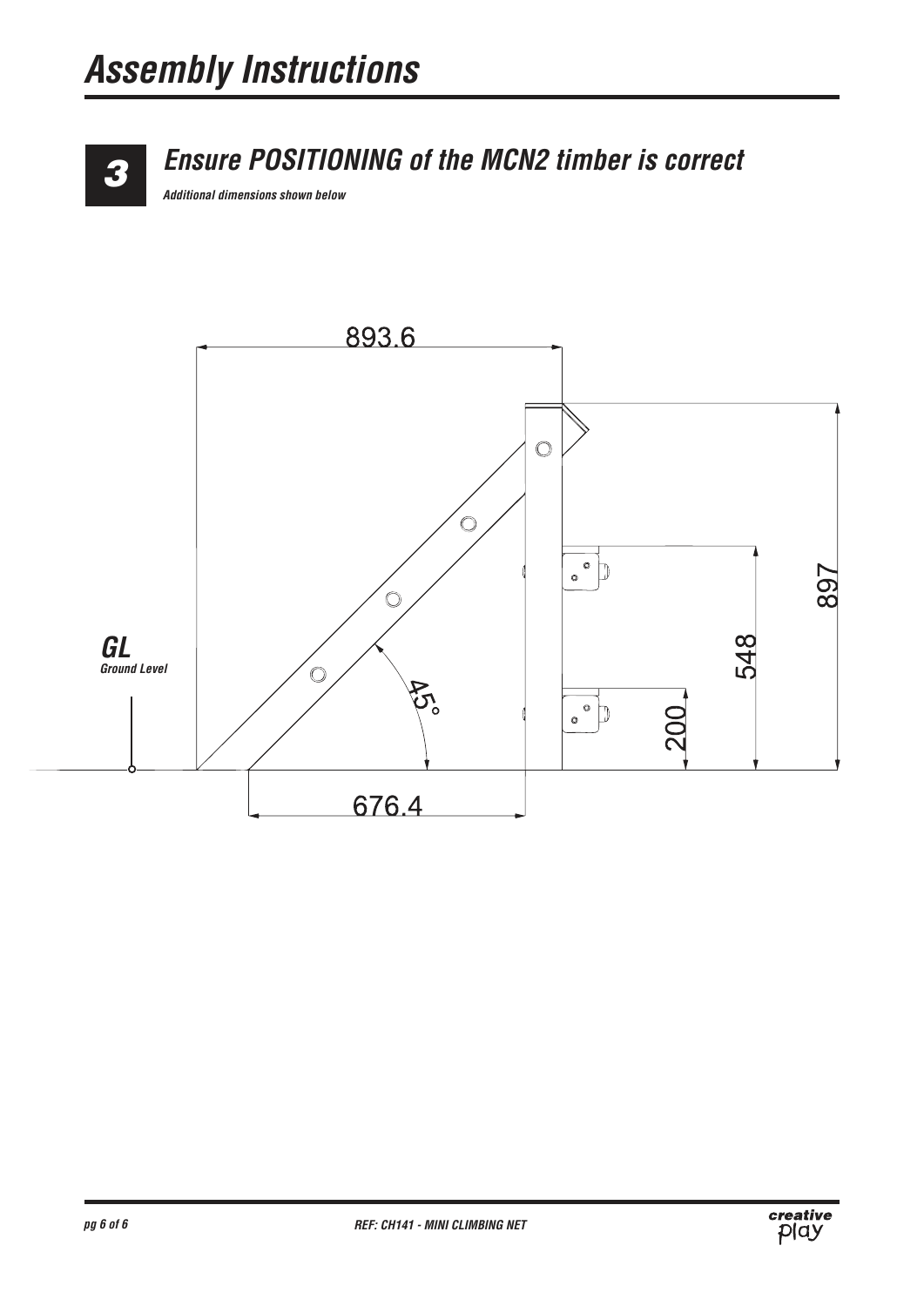# Assembly Instructions

## 3 Ensure POSITIONING of the MCN2 timber is correct

***Additional dimensions shown below***

893.6

897

548

200

45°

676.4

**GL**
*Ground Level*